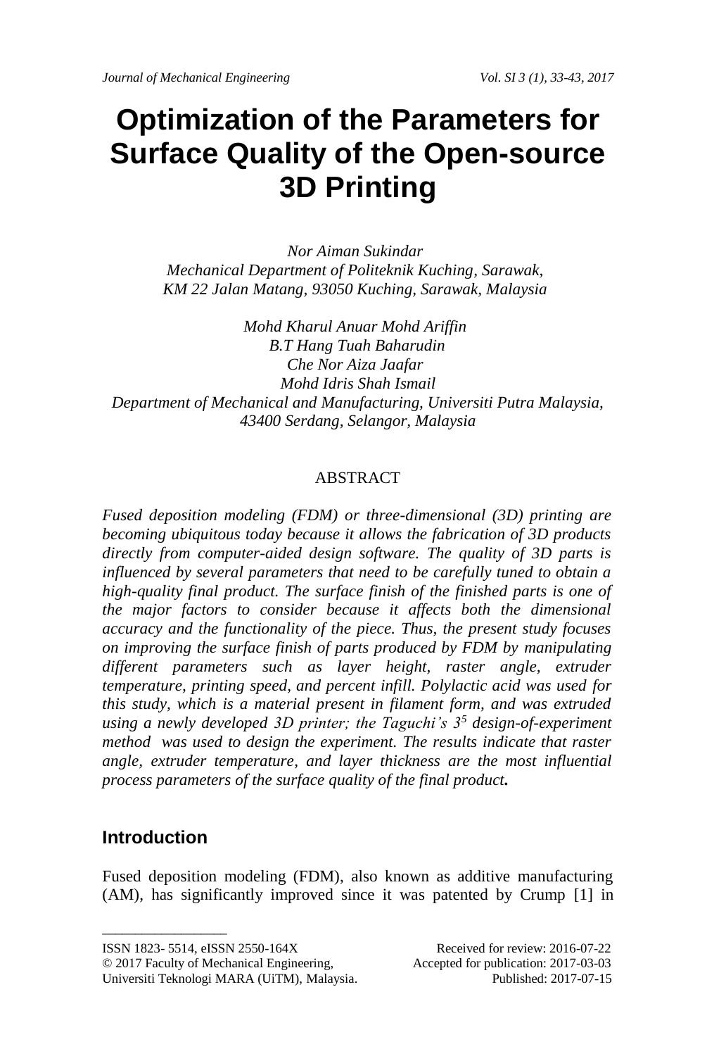# Optimization of the Parameters for Surface Quality of the Open-source 3D Printing

*Nor Aiman Sukindar*
*Mechanical Department of Politeknik Kuching, Sarawak,*
*KM 22 Jalan Matang, 93050 Kuching, Sarawak, Malaysia*

*Mohd Kharul Anuar Mohd Ariffin*
*B.T Hang Tuah Baharudin*
*Che Nor Aiza Jaafar*
*Mohd Idris Shah Ismail*
*Department of Mechanical and Manufacturing, Universiti Putra Malaysia,*
*43400 Serdang, Selangor, Malaysia*

## ABSTRACT

*Fused deposition modeling (FDM) or three-dimensional (3D) printing are becoming ubiquitous today because it allows the fabrication of 3D products directly from computer-aided design software. The quality of 3D parts is influenced by several parameters that need to be carefully tuned to obtain a high-quality final product. The surface finish of the finished parts is one of the major factors to consider because it affects both the dimensional accuracy and the functionality of the piece. Thus, the present study focuses on improving the surface finish of parts produced by FDM by manipulating different parameters such as layer height, raster angle, extruder temperature, printing speed, and percent infill. Polylactic acid was used for this study, which is a material present in filament form, and was extruded using a newly developed 3D printer; the Taguchi's $3^5$ design-of-experiment method was used to design the experiment. The results indicate that raster angle, extruder temperature, and layer thickness are the most influential process parameters of the surface quality of the final product.*

## Introduction

Fused deposition modeling (FDM), also known as additive manufacturing (AM), has significantly improved since it was patented by Crump [1] in

ISSN 1823- 5514, eISSN 2550-164X
© 2017 Faculty of Mechanical Engineering, Universiti Teknologi MARA (UiTM), Malaysia.

Received for review: 2016-07-22
Accepted for publication: 2017-03-03
Published: 2017-07-15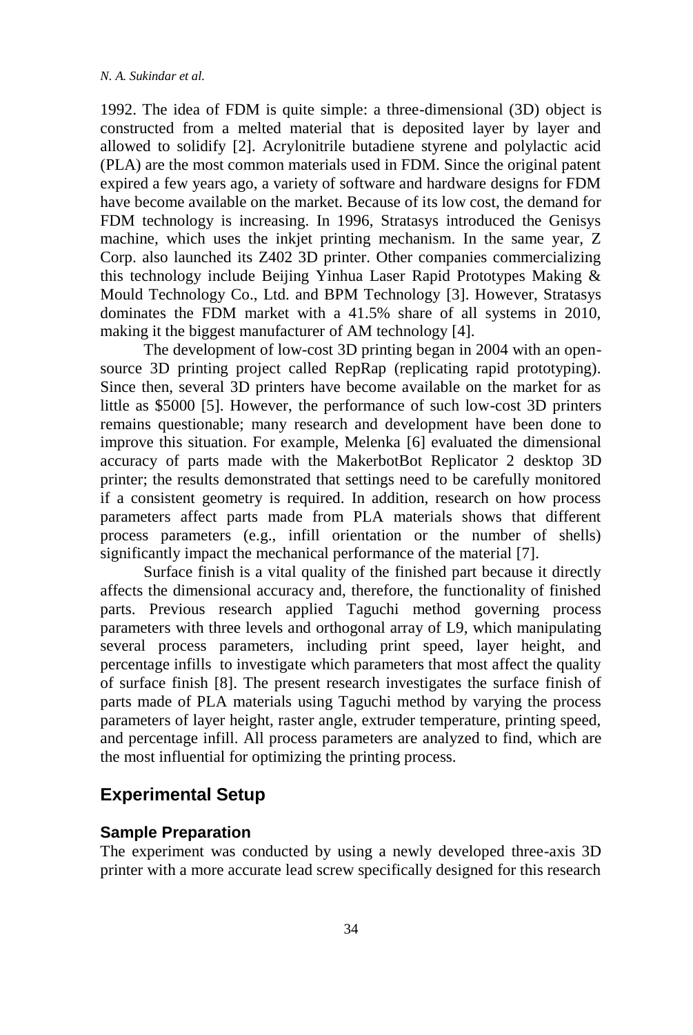1992. The idea of FDM is quite simple: a three-dimensional (3D) object is constructed from a melted material that is deposited layer by layer and allowed to solidify [2]. Acrylonitrile butadiene styrene and polylactic acid (PLA) are the most common materials used in FDM. Since the original patent expired a few years ago, a variety of software and hardware designs for FDM have become available on the market. Because of its low cost, the demand for FDM technology is increasing. In 1996, Stratasys introduced the Genisys machine, which uses the inkjet printing mechanism. In the same year, Z Corp. also launched its Z402 3D printer. Other companies commercializing this technology include Beijing Yinhua Laser Rapid Prototypes Making & Mould Technology Co., Ltd. and BPM Technology [3]. However, Stratasys dominates the FDM market with a 41.5% share of all systems in 2010, making it the biggest manufacturer of AM technology [4].

The development of low-cost 3D printing began in 2004 with an open-source 3D printing project called RepRap (replicating rapid prototyping). Since then, several 3D printers have become available on the market for as little as $5000 [5]. However, the performance of such low-cost 3D printers remains questionable; many research and development have been done to improve this situation. For example, Melenka [6] evaluated the dimensional accuracy of parts made with the MakerbotBot Replicator 2 desktop 3D printer; the results demonstrated that settings need to be carefully monitored if a consistent geometry is required. In addition, research on how process parameters affect parts made from PLA materials shows that different process parameters (e.g., infill orientation or the number of shells) significantly impact the mechanical performance of the material [7].

Surface finish is a vital quality of the finished part because it directly affects the dimensional accuracy and, therefore, the functionality of finished parts. Previous research applied Taguchi method governing process parameters with three levels and orthogonal array of L9, which manipulating several process parameters, including print speed, layer height, and percentage infills to investigate which parameters that most affect the quality of surface finish [8]. The present research investigates the surface finish of parts made of PLA materials using Taguchi method by varying the process parameters of layer height, raster angle, extruder temperature, printing speed, and percentage infill. All process parameters are analyzed to find, which are the most influential for optimizing the printing process.

## Experimental Setup

### Sample Preparation

The experiment was conducted by using a newly developed three-axis 3D printer with a more accurate lead screw specifically designed for this research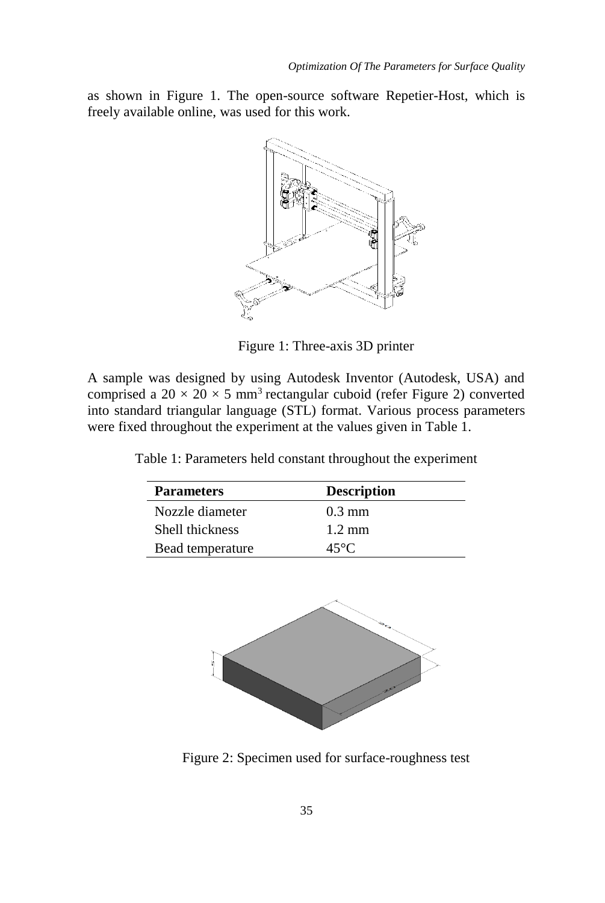as shown in Figure 1. The open-source software Repetier-Host, which is freely available online, was used for this work.

Figure 1: Three-axis 3D printer

A sample was designed by using Autodesk Inventor (Autodesk, USA) and comprised a $20 \times 20 \times 5$ mm$^3$ rectangular cuboid (refer Figure 2) converted into standard triangular language (STL) format. Various process parameters were fixed throughout the experiment at the values given in Table 1.

Table 1: Parameters held constant throughout the experiment

| Parameters | Description |
| --- | --- |
| Nozzle diameter | 0.3 mm |
| Shell thickness | 1.2 mm |
| Bead temperature | 45°C |

Figure 2: Specimen used for surface-roughness test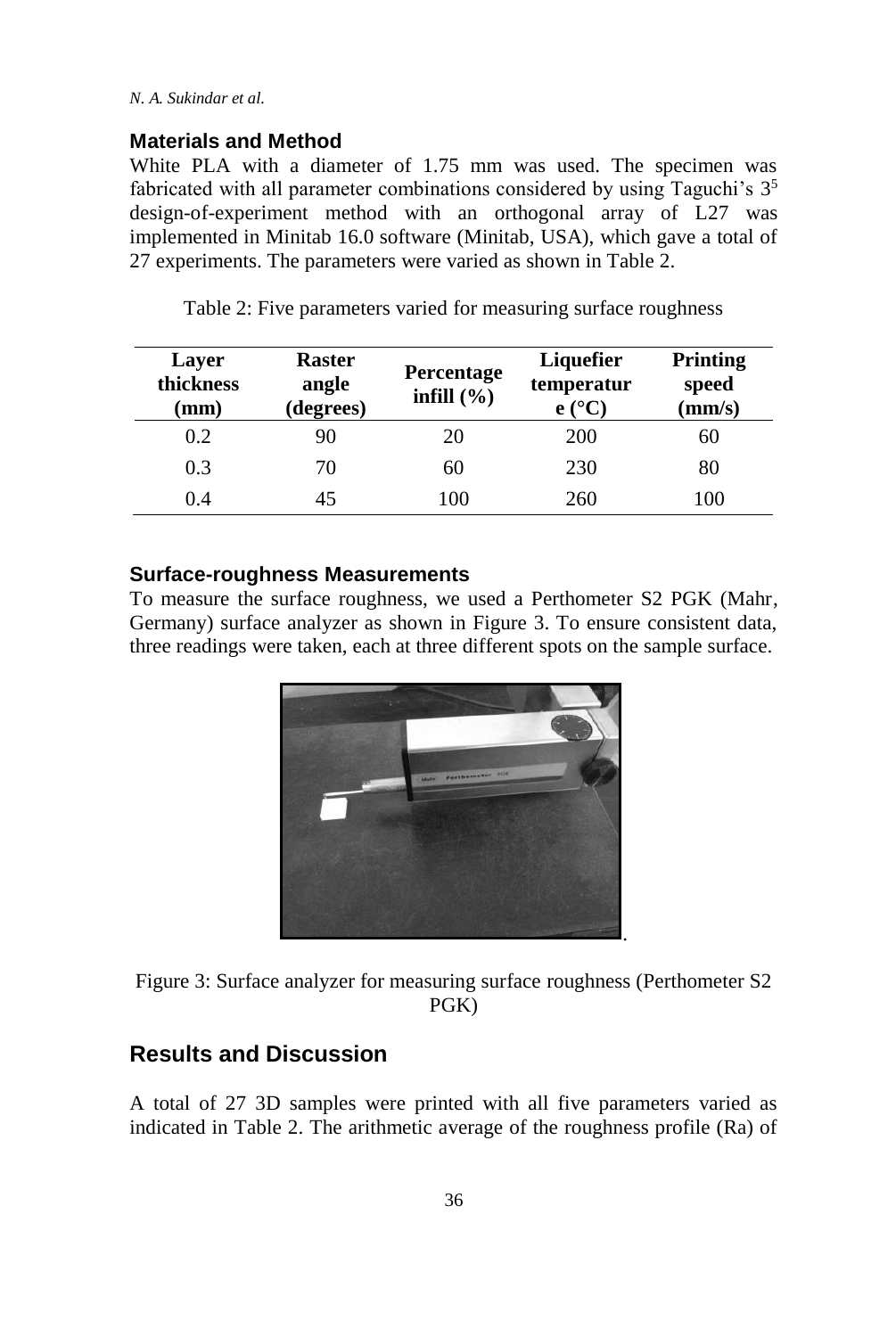## Materials and Method

White PLA with a diameter of 1.75 mm was used. The specimen was fabricated with all parameter combinations considered by using Taguchi's $3^5$ design-of-experiment method with an orthogonal array of L27 was implemented in Minitab 16.0 software (Minitab, USA), which gave a total of 27 experiments. The parameters were varied as shown in Table 2.

Table 2: Five parameters varied for measuring surface roughness

| Layer thickness (mm) | Raster angle (degrees) | Percentage infill (%) | Liquefier temperature (°C) | Printing speed (mm/s) |
|---|---|---|---|---|
| 0.2 | 90 | 20 | 200 | 60 |
| 0.3 | 70 | 60 | 230 | 80 |
| 0.4 | 45 | 100 | 260 | 100 |

### Surface-roughness Measurements

To measure the surface roughness, we used a Perthometer S2 PGK (Mahr, Germany) surface analyzer as shown in Figure 3. To ensure consistent data, three readings were taken, each at three different spots on the sample surface.

Figure 3: Surface analyzer for measuring surface roughness (Perthometer S2 PGK)

## Results and Discussion

A total of 27 3D samples were printed with all five parameters varied as indicated in Table 2. The arithmetic average of the roughness profile (Ra) of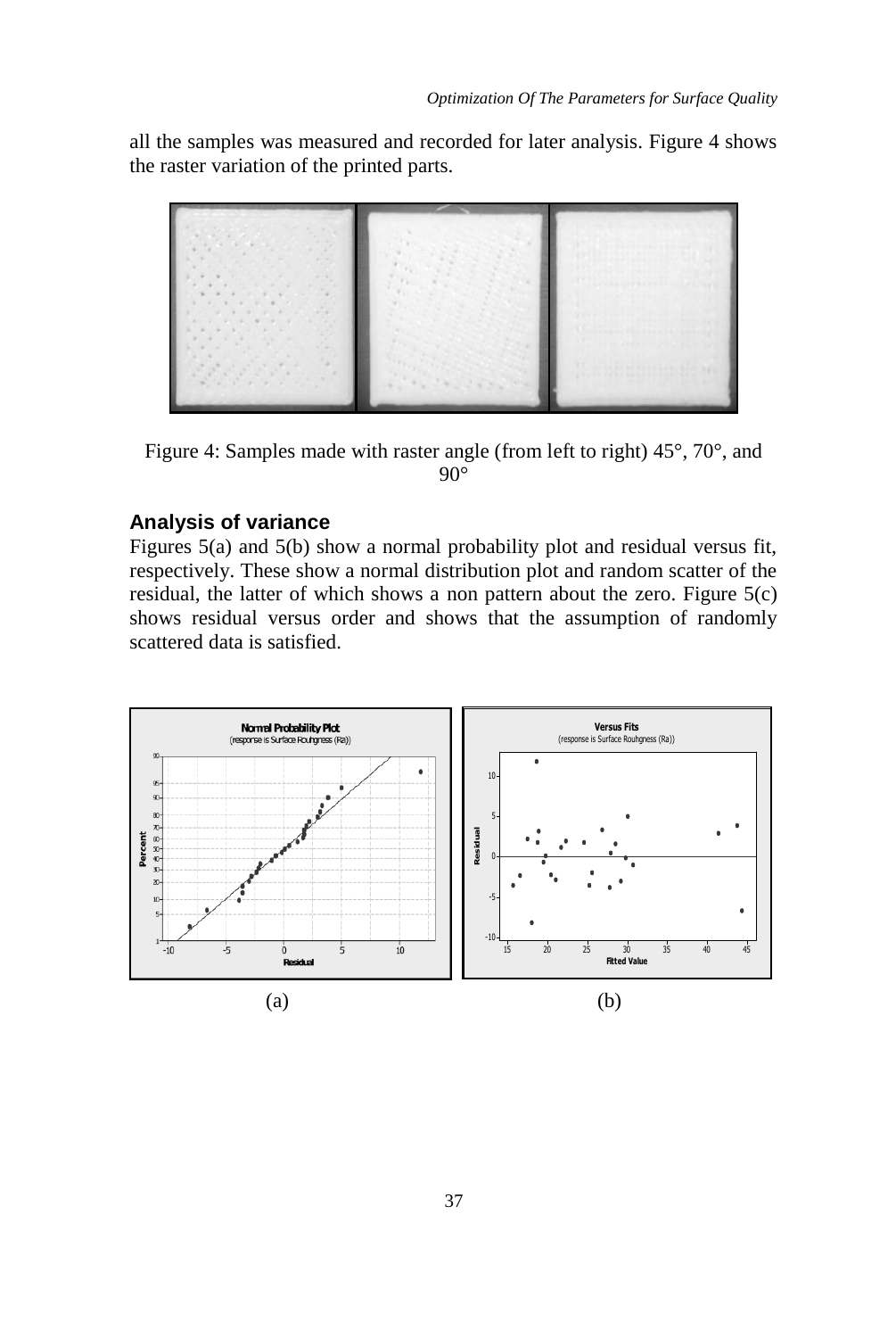all the samples was measured and recorded for later analysis. Figure 4 shows the raster variation of the printed parts.

Figure 4: Samples made with raster angle (from left to right) 45°, 70°, and 90°

### Analysis of variance

Figures 5(a) and 5(b) show a normal probability plot and residual versus fit, respectively. These show a normal distribution plot and random scatter of the residual, the latter of which shows a non pattern about the zero. Figure 5(c) shows residual versus order and shows that the assumption of randomly scattered data is satisfied.

(a) (b)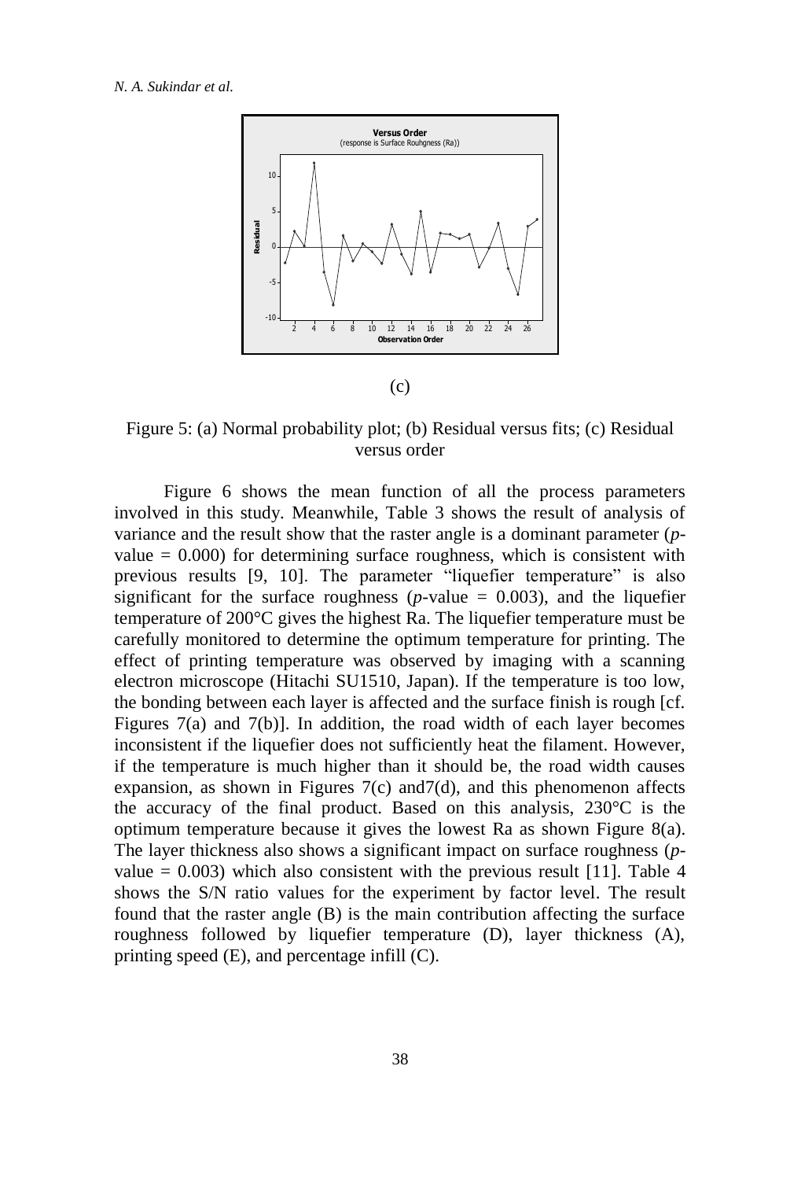(c)

Figure 5: (a) Normal probability plot; (b) Residual versus fits; (c) Residual versus order

Figure 6 shows the mean function of all the process parameters involved in this study. Meanwhile, Table 3 shows the result of analysis of variance and the result show that the raster angle is a dominant parameter ($p$-value = 0.000) for determining surface roughness, which is consistent with previous results [9, 10]. The parameter "liquefier temperature" is also significant for the surface roughness ($p$-value = 0.003), and the liquefier temperature of 200°C gives the highest Ra. The liquefier temperature must be carefully monitored to determine the optimum temperature for printing. The effect of printing temperature was observed by imaging with a scanning electron microscope (Hitachi SU1510, Japan). If the temperature is too low, the bonding between each layer is affected and the surface finish is rough [cf. Figures 7(a) and 7(b)]. In addition, the road width of each layer becomes inconsistent if the liquefier does not sufficiently heat the filament. However, if the temperature is much higher than it should be, the road width causes expansion, as shown in Figures 7(c) and7(d), and this phenomenon affects the accuracy of the final product. Based on this analysis, 230°C is the optimum temperature because it gives the lowest Ra as shown Figure 8(a). The layer thickness also shows a significant impact on surface roughness ($p$-value = 0.003) which also consistent with the previous result [11]. Table 4 shows the S/N ratio values for the experiment by factor level. The result found that the raster angle (B) is the main contribution affecting the surface roughness followed by liquefier temperature (D), layer thickness (A), printing speed (E), and percentage infill (C).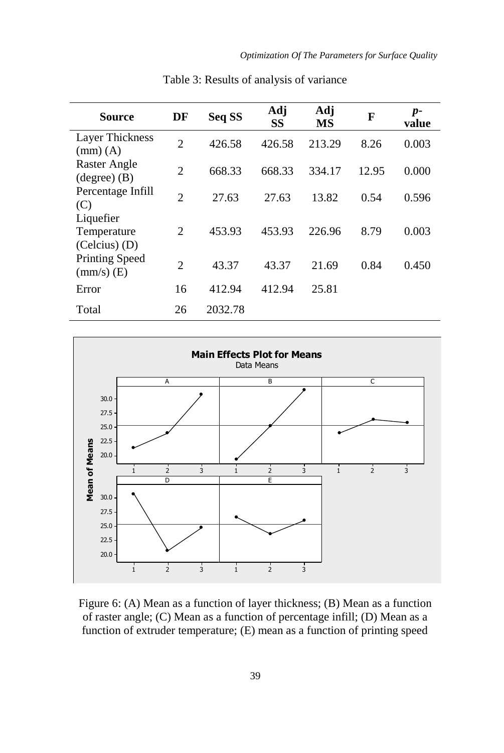Table 3: Results of analysis of variance

| Source | DF | Seq SS | Adj SS | Adj MS | F | *p*-value |
|---|---|---|---|---|---|---|
| Layer Thickness (mm) (A) | 2 | 426.58 | 426.58 | 213.29 | 8.26 | 0.003 |
| Raster Angle (degree) (B) | 2 | 668.33 | 668.33 | 334.17 | 12.95 | 0.000 |
| Percentage Infill (C) | 2 | 27.63 | 27.63 | 13.82 | 0.54 | 0.596 |
| Liquefier Temperature (Celcius) (D) | 2 | 453.93 | 453.93 | 226.96 | 8.79 | 0.003 |
| Printing Speed (mm/s) (E) | 2 | 43.37 | 43.37 | 21.69 | 0.84 | 0.450 |
| Error | 16 | 412.94 | 412.94 | 25.81 | | |
| Total | 26 | 2032.78 | | | | |

Figure 6: (A) Mean as a function of layer thickness; (B) Mean as a function of raster angle; (C) Mean as a function of percentage infill; (D) Mean as a function of extruder temperature; (E) mean as a function of printing speed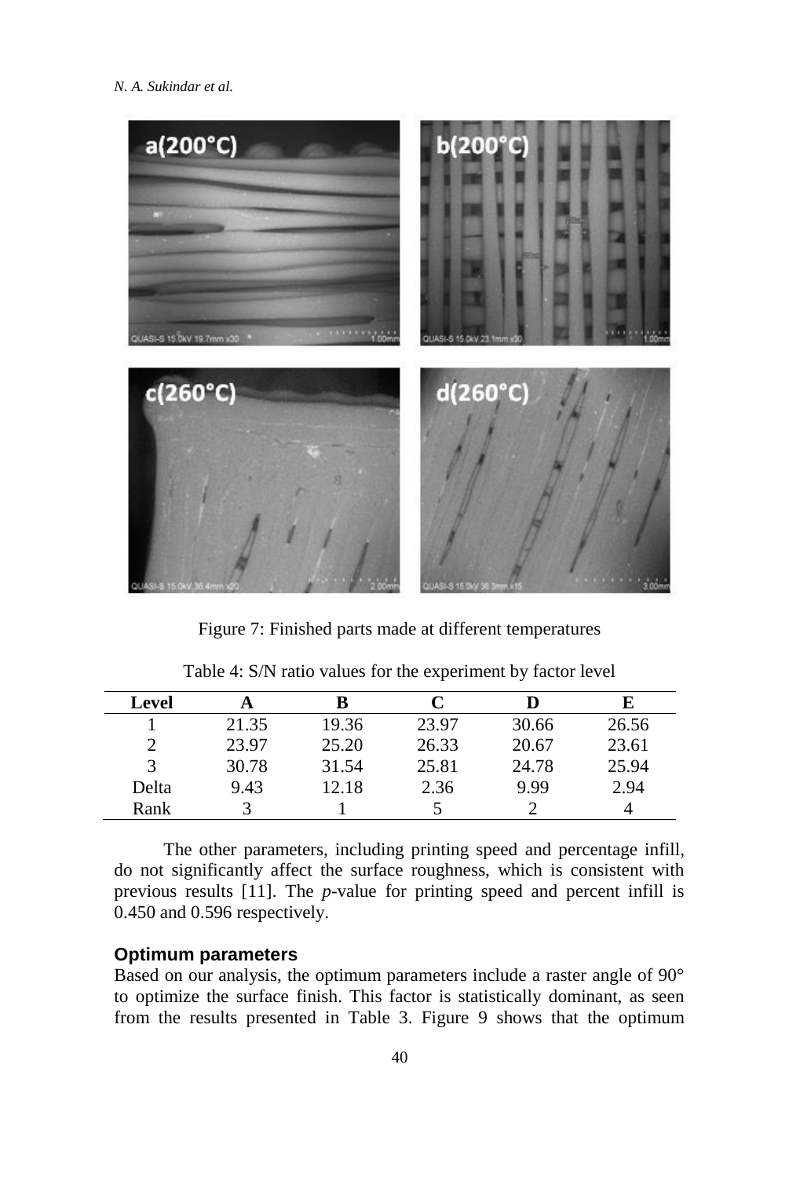Figure 7: Finished parts made at different temperatures

Table 4: S/N ratio values for the experiment by factor level

| Level | A | B | C | D | E |
|---|---|---|---|---|---|
| 1 | 21.35 | 19.36 | 23.97 | 30.66 | 26.56 |
| 2 | 23.97 | 25.20 | 26.33 | 20.67 | 23.61 |
| 3 | 30.78 | 31.54 | 25.81 | 24.78 | 25.94 |
| Delta | 9.43 | 12.18 | 2.36 | 9.99 | 2.94 |
| Rank | 3 | 1 | 5 | 2 | 4 |

The other parameters, including printing speed and percentage infill, do not significantly affect the surface roughness, which is consistent with previous results [11]. The *p*-value for printing speed and percent infill is 0.450 and 0.596 respectively.

### Optimum parameters

Based on our analysis, the optimum parameters include a raster angle of 90° to optimize the surface finish. This factor is statistically dominant, as seen from the results presented in Table 3. Figure 9 shows that the optimum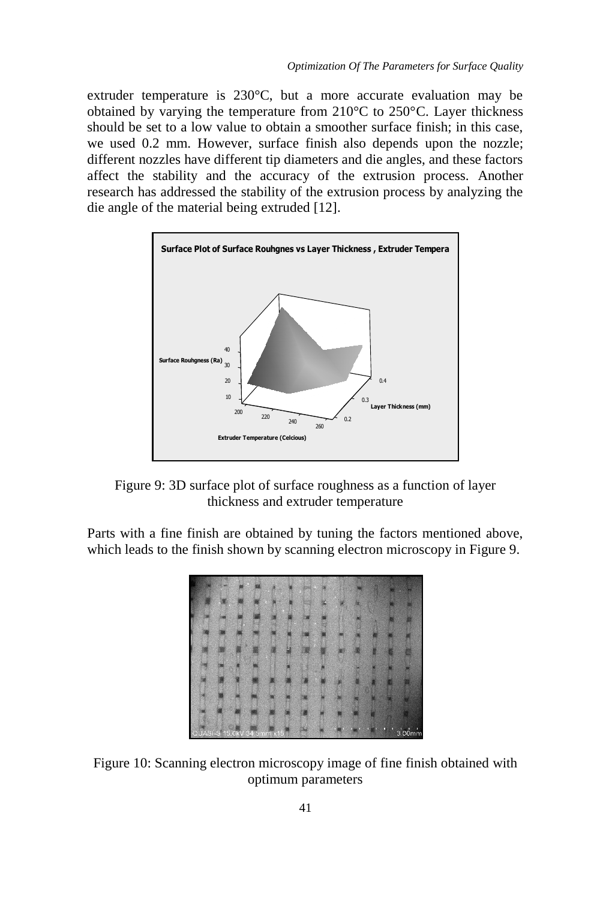extruder temperature is 230°C, but a more accurate evaluation may be obtained by varying the temperature from 210°C to 250°C. Layer thickness should be set to a low value to obtain a smoother surface finish; in this case, we used 0.2 mm. However, surface finish also depends upon the nozzle; different nozzles have different tip diameters and die angles, and these factors affect the stability and the accuracy of the extrusion process. Another research has addressed the stability of the extrusion process by analyzing the die angle of the material being extruded [12].

Figure 9: 3D surface plot of surface roughness as a function of layer thickness and extruder temperature

Parts with a fine finish are obtained by tuning the factors mentioned above, which leads to the finish shown by scanning electron microscopy in Figure 9.

Figure 10: Scanning electron microscopy image of fine finish obtained with optimum parameters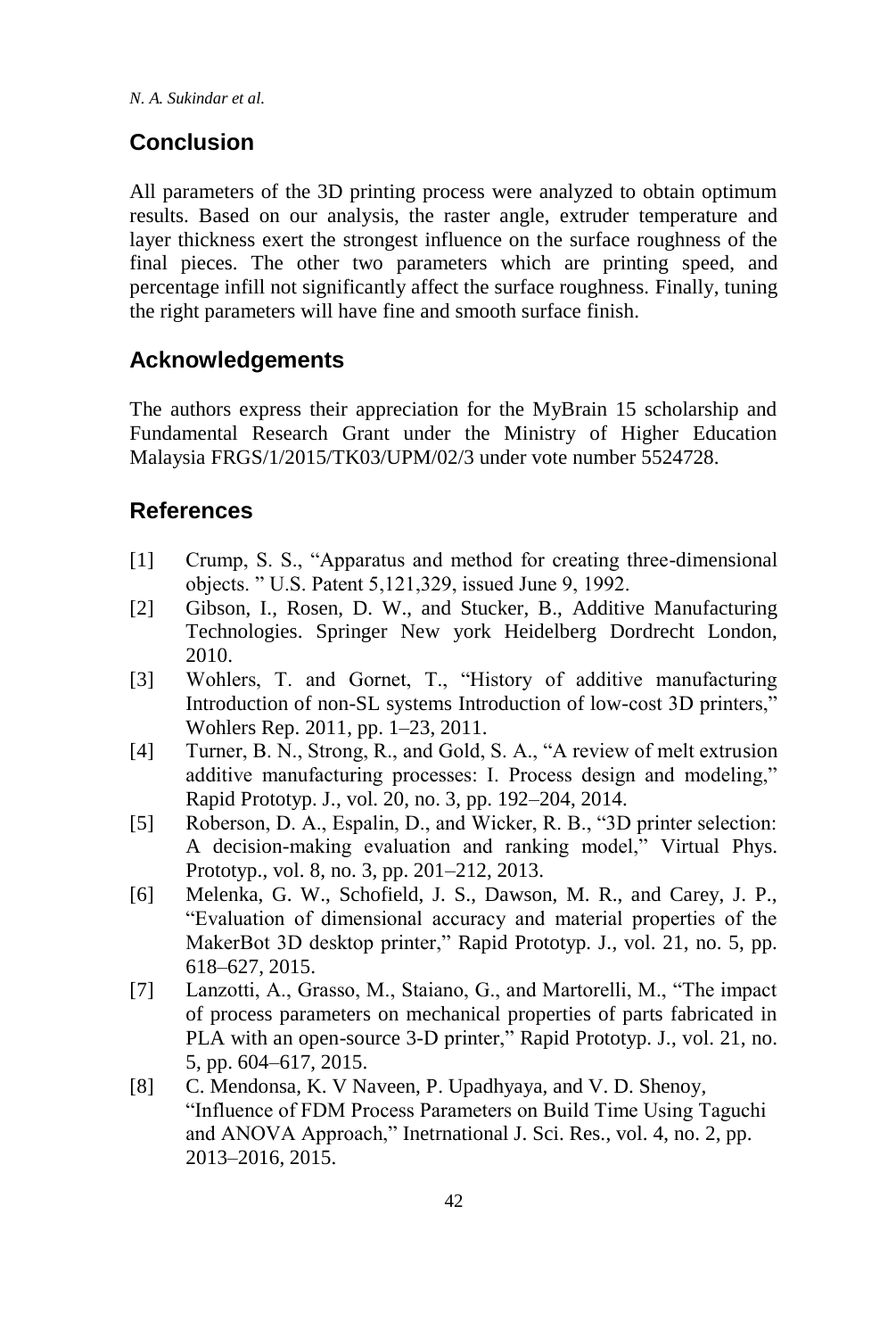## Conclusion

All parameters of the 3D printing process were analyzed to obtain optimum results. Based on our analysis, the raster angle, extruder temperature and layer thickness exert the strongest influence on the surface roughness of the final pieces. The other two parameters which are printing speed, and percentage infill not significantly affect the surface roughness. Finally, tuning the right parameters will have fine and smooth surface finish.

## Acknowledgements

The authors express their appreciation for the MyBrain 15 scholarship and Fundamental Research Grant under the Ministry of Higher Education Malaysia FRGS/1/2015/TK03/UPM/02/3 under vote number 5524728.

## References

[1] Crump, S. S., "Apparatus and method for creating three-dimensional objects. " U.S. Patent 5,121,329, issued June 9, 1992.

[2] Gibson, I., Rosen, D. W., and Stucker, B., Additive Manufacturing Technologies. Springer New york Heidelberg Dordrecht London, 2010.

[3] Wohlers, T. and Gornet, T., "History of additive manufacturing Introduction of non-SL systems Introduction of low-cost 3D printers," Wohlers Rep. 2011, pp. 1–23, 2011.

[4] Turner, B. N., Strong, R., and Gold, S. A., "A review of melt extrusion additive manufacturing processes: I. Process design and modeling," Rapid Prototyp. J., vol. 20, no. 3, pp. 192–204, 2014.

[5] Roberson, D. A., Espalin, D., and Wicker, R. B., "3D printer selection: A decision-making evaluation and ranking model," Virtual Phys. Prototyp., vol. 8, no. 3, pp. 201–212, 2013.

[6] Melenka, G. W., Schofield, J. S., Dawson, M. R., and Carey, J. P., "Evaluation of dimensional accuracy and material properties of the MakerBot 3D desktop printer," Rapid Prototyp. J., vol. 21, no. 5, pp. 618–627, 2015.

[7] Lanzotti, A., Grasso, M., Staiano, G., and Martorelli, M., "The impact of process parameters on mechanical properties of parts fabricated in PLA with an open-source 3-D printer," Rapid Prototyp. J., vol. 21, no. 5, pp. 604–617, 2015.

[8] C. Mendonsa, K. V Naveen, P. Upadhyaya, and V. D. Shenoy, "Influence of FDM Process Parameters on Build Time Using Taguchi and ANOVA Approach," Inetrnational J. Sci. Res., vol. 4, no. 2, pp. 2013–2016, 2015.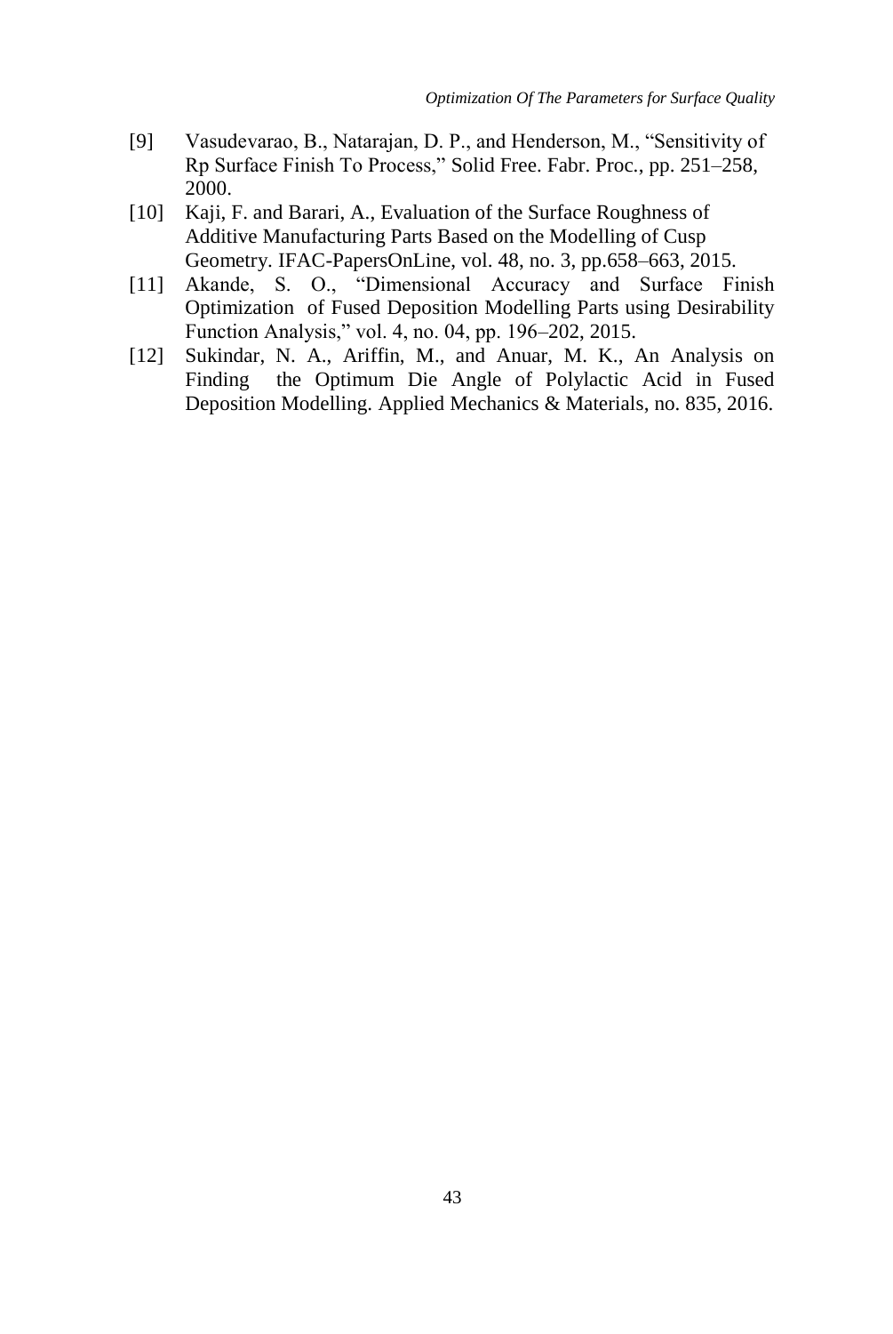[9] Vasudevarao, B., Natarajan, D. P., and Henderson, M., "Sensitivity of Rp Surface Finish To Process," Solid Free. Fabr. Proc., pp. 251–258, 2000.

[10] Kaji, F. and Barari, A., Evaluation of the Surface Roughness of Additive Manufacturing Parts Based on the Modelling of Cusp Geometry. IFAC-PapersOnLine, vol. 48, no. 3, pp.658–663, 2015.

[11] Akande, S. O., "Dimensional Accuracy and Surface Finish Optimization of Fused Deposition Modelling Parts using Desirability Function Analysis," vol. 4, no. 04, pp. 196–202, 2015.

[12] Sukindar, N. A., Ariffin, M., and Anuar, M. K., An Analysis on Finding the Optimum Die Angle of Polylactic Acid in Fused Deposition Modelling. Applied Mechanics & Materials, no. 835, 2016.